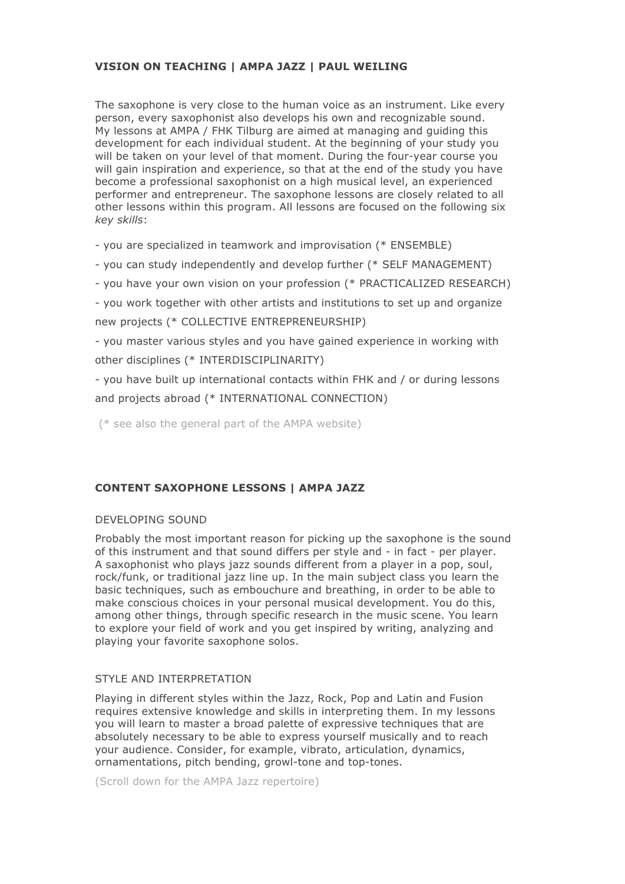## VISION ON TEACHING | AMPA JAZZ | PAUL WEILING

The saxophone is very close to the human voice as an instrument. Like every person, every saxophonist also develops his own and recognizable sound. My lessons at AMPA / FHK Tilburg are aimed at managing and guiding this development for each individual student. At the beginning of your study you will be taken on your level of that moment. During the four-year course you will gain inspiration and experience, so that at the end of the study you have become a professional saxophonist on a high musical level, an experienced performer and entrepreneur. The saxophone lessons are closely related to all other lessons within this program. All lessons are focused on the following six *key skills*:

- you are specialized in teamwork and improvisation (* ENSEMBLE)
- you can study independently and develop further (* SELF MANAGEMENT)
- you have your own vision on your profession (* PRACTICALIZED RESEARCH)
- you work together with other artists and institutions to set up and organize new projects (* COLLECTIVE ENTREPRENEURSHIP)
- you master various styles and you have gained experience in working with other disciplines (* INTERDISCIPLINARITY)
- you have built up international contacts within FHK and / or during lessons and projects abroad (* INTERNATIONAL CONNECTION)

(* see also the general part of the AMPA website)

## CONTENT SAXOPHONE LESSONS | AMPA JAZZ

### DEVELOPING SOUND

Probably the most important reason for picking up the saxophone is the sound of this instrument and that sound differs per style and - in fact - per player. A saxophonist who plays jazz sounds different from a player in a pop, soul, rock/funk, or traditional jazz line up. In the main subject class you learn the basic techniques, such as embouchure and breathing, in order to be able to make conscious choices in your personal musical development. You do this, among other things, through specific research in the music scene. You learn to explore your field of work and you get inspired by writing, analyzing and playing your favorite saxophone solos.

### STYLE AND INTERPRETATION

Playing in different styles within the Jazz, Rock, Pop and Latin and Fusion requires extensive knowledge and skills in interpreting them. In my lessons you will learn to master a broad palette of expressive techniques that are absolutely necessary to be able to express yourself musically and to reach your audience. Consider, for example, vibrato, articulation, dynamics, ornamentations, pitch bending, growl-tone and top-tones.

(Scroll down for the AMPA Jazz repertoire)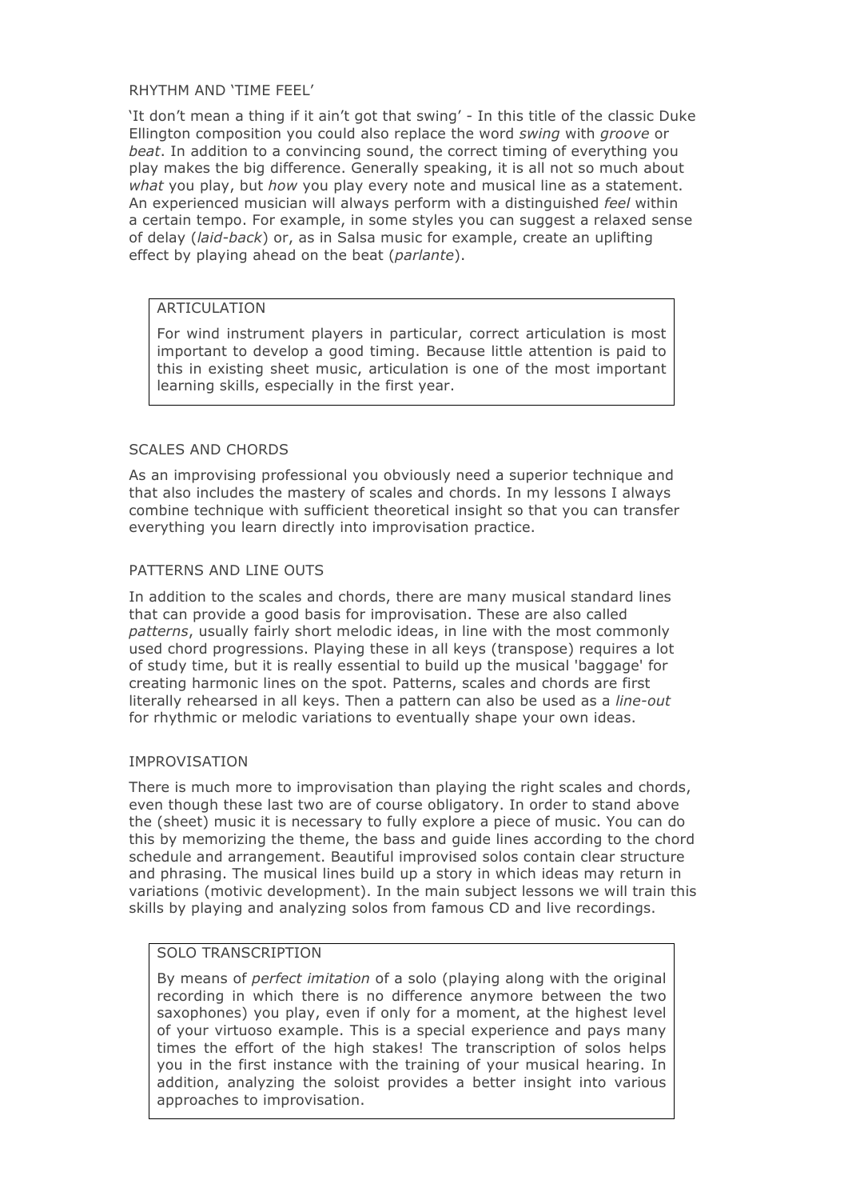## RHYTHM AND 'TIME FEEL'

'It don't mean a thing if it ain't got that swing' - In this title of the classic Duke Ellington composition you could also replace the word *swing* with *groove* or *beat*. In addition to a convincing sound, the correct timing of everything you play makes the big difference. Generally speaking, it is all not so much about *what* you play, but *how* you play every note and musical line as a statement. An experienced musician will always perform with a distinguished *feel* within a certain tempo. For example, in some styles you can suggest a relaxed sense of delay (*laid-back*) or, as in Salsa music for example, create an uplifting effect by playing ahead on the beat (*parlante*).

### ARTICULATION

For wind instrument players in particular, correct articulation is most important to develop a good timing. Because little attention is paid to this in existing sheet music, articulation is one of the most important learning skills, especially in the first year.

## SCALES AND CHORDS

As an improvising professional you obviously need a superior technique and that also includes the mastery of scales and chords. In my lessons I always combine technique with sufficient theoretical insight so that you can transfer everything you learn directly into improvisation practice.

## PATTERNS AND LINE OUTS

In addition to the scales and chords, there are many musical standard lines that can provide a good basis for improvisation. These are also called *patterns*, usually fairly short melodic ideas, in line with the most commonly used chord progressions. Playing these in all keys (transpose) requires a lot of study time, but it is really essential to build up the musical 'baggage' for creating harmonic lines on the spot. Patterns, scales and chords are first literally rehearsed in all keys. Then a pattern can also be used as a *line-out* for rhythmic or melodic variations to eventually shape your own ideas.

## IMPROVISATION

There is much more to improvisation than playing the right scales and chords, even though these last two are of course obligatory. In order to stand above the (sheet) music it is necessary to fully explore a piece of music. You can do this by memorizing the theme, the bass and guide lines according to the chord schedule and arrangement. Beautiful improvised solos contain clear structure and phrasing. The musical lines build up a story in which ideas may return in variations (motivic development). In the main subject lessons we will train this skills by playing and analyzing solos from famous CD and live recordings.

### SOLO TRANSCRIPTION

By means of *perfect imitation* of a solo (playing along with the original recording in which there is no difference anymore between the two saxophones) you play, even if only for a moment, at the highest level of your virtuoso example. This is a special experience and pays many times the effort of the high stakes! The transcription of solos helps you in the first instance with the training of your musical hearing. In addition, analyzing the soloist provides a better insight into various approaches to improvisation.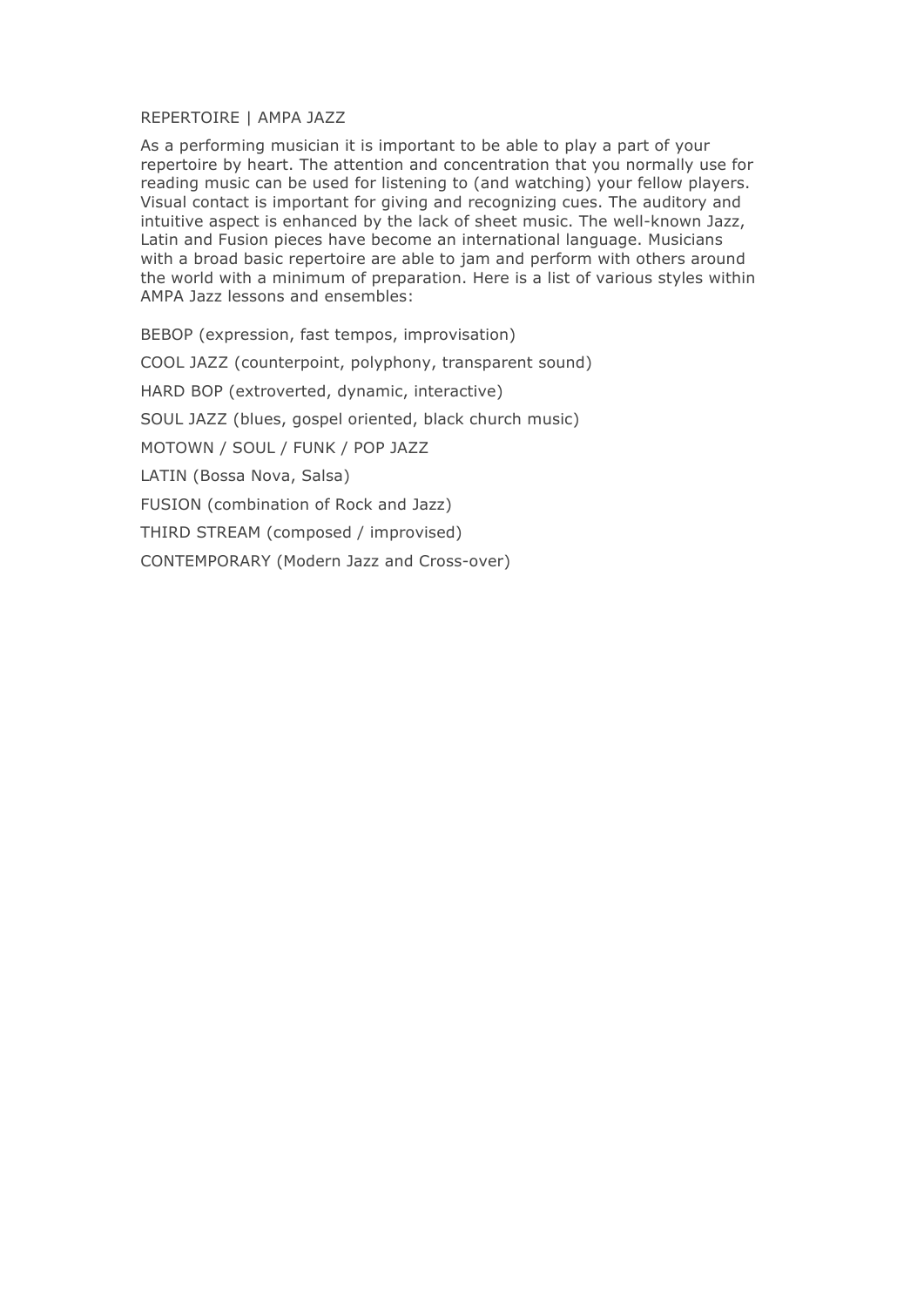# REPERTOIRE | AMPA JAZZ

As a performing musician it is important to be able to play a part of your repertoire by heart. The attention and concentration that you normally use for reading music can be used for listening to (and watching) your fellow players. Visual contact is important for giving and recognizing cues. The auditory and intuitive aspect is enhanced by the lack of sheet music. The well-known Jazz, Latin and Fusion pieces have become an international language. Musicians with a broad basic repertoire are able to jam and perform with others around the world with a minimum of preparation. Here is a list of various styles within AMPA Jazz lessons and ensembles:

BEBOP (expression, fast tempos, improvisation)

COOL JAZZ (counterpoint, polyphony, transparent sound)

HARD BOP (extroverted, dynamic, interactive)

SOUL JAZZ (blues, gospel oriented, black church music)

MOTOWN / SOUL / FUNK / POP JAZZ

LATIN (Bossa Nova, Salsa)

FUSION (combination of Rock and Jazz)

THIRD STREAM (composed / improvised)

CONTEMPORARY (Modern Jazz and Cross-over)